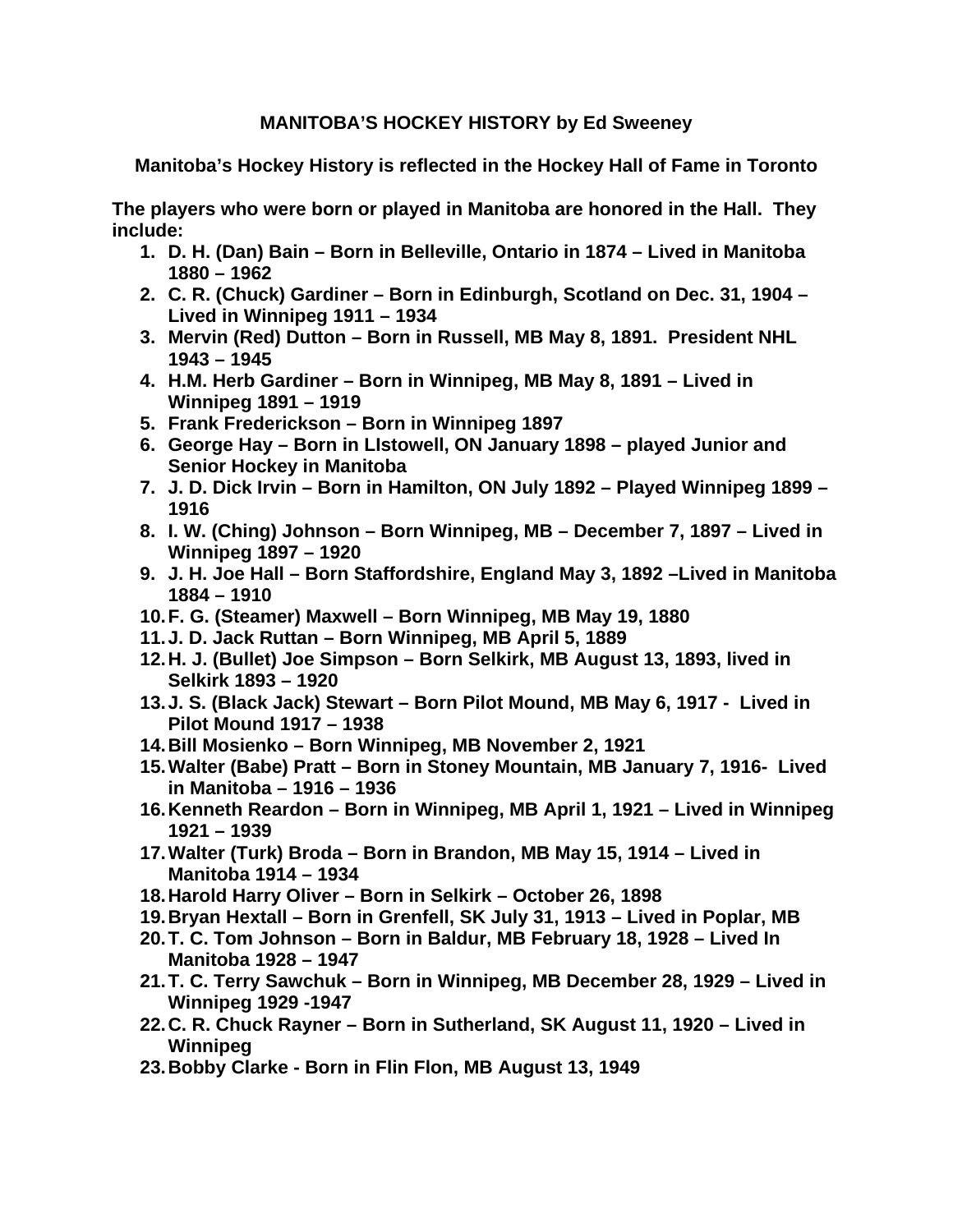**MANITOBA'S HOCKEY HISTORY by Ed Sweeney**

**Manitoba's Hockey History is reflected in the Hockey Hall of Fame in Toronto**

**The players who were born or played in Manitoba are honored in the Hall. They include:**

1. **D. H. (Dan) Bain – Born in Belleville, Ontario in 1874 – Lived in Manitoba 1880 – 1962**
2. **C. R. (Chuck) Gardiner – Born in Edinburgh, Scotland on Dec. 31, 1904 – Lived in Winnipeg 1911 – 1934**
3. **Mervin (Red) Dutton – Born in Russell, MB May 8, 1891. President NHL 1943 – 1945**
4. **H.M. Herb Gardiner – Born in Winnipeg, MB May 8, 1891 – Lived in Winnipeg 1891 – 1919**
5. **Frank Frederickson – Born in Winnipeg 1897**
6. **George Hay – Born in LIstowell, ON January 1898 – played Junior and Senior Hockey in Manitoba**
7. **J. D. Dick Irvin – Born in Hamilton, ON July 1892 – Played Winnipeg 1899 – 1916**
8. **I. W. (Ching) Johnson – Born Winnipeg, MB – December 7, 1897 – Lived in Winnipeg 1897 – 1920**
9. **J. H. Joe Hall – Born Staffordshire, England May 3, 1892 –Lived in Manitoba 1884 – 1910**
10. **F. G. (Steamer) Maxwell – Born Winnipeg, MB May 19, 1880**
11. **J. D. Jack Ruttan – Born Winnipeg, MB April 5, 1889**
12. **H. J. (Bullet) Joe Simpson – Born Selkirk, MB August 13, 1893, lived in Selkirk 1893 – 1920**
13. **J. S. (Black Jack) Stewart – Born Pilot Mound, MB May 6, 1917 - Lived in Pilot Mound 1917 – 1938**
14. **Bill Mosienko – Born Winnipeg, MB November 2, 1921**
15. **Walter (Babe) Pratt – Born in Stoney Mountain, MB January 7, 1916- Lived in Manitoba – 1916 – 1936**
16. **Kenneth Reardon – Born in Winnipeg, MB April 1, 1921 – Lived in Winnipeg 1921 – 1939**
17. **Walter (Turk) Broda – Born in Brandon, MB May 15, 1914 – Lived in Manitoba 1914 – 1934**
18. **Harold Harry Oliver – Born in Selkirk – October 26, 1898**
19. **Bryan Hextall – Born in Grenfell, SK July 31, 1913 – Lived in Poplar, MB**
20. **T. C. Tom Johnson – Born in Baldur, MB February 18, 1928 – Lived In Manitoba 1928 – 1947**
21. **T. C. Terry Sawchuk – Born in Winnipeg, MB December 28, 1929 – Lived in Winnipeg 1929 -1947**
22. **C. R. Chuck Rayner – Born in Sutherland, SK August 11, 1920 – Lived in Winnipeg**
23. **Bobby Clarke - Born in Flin Flon, MB August 13, 1949**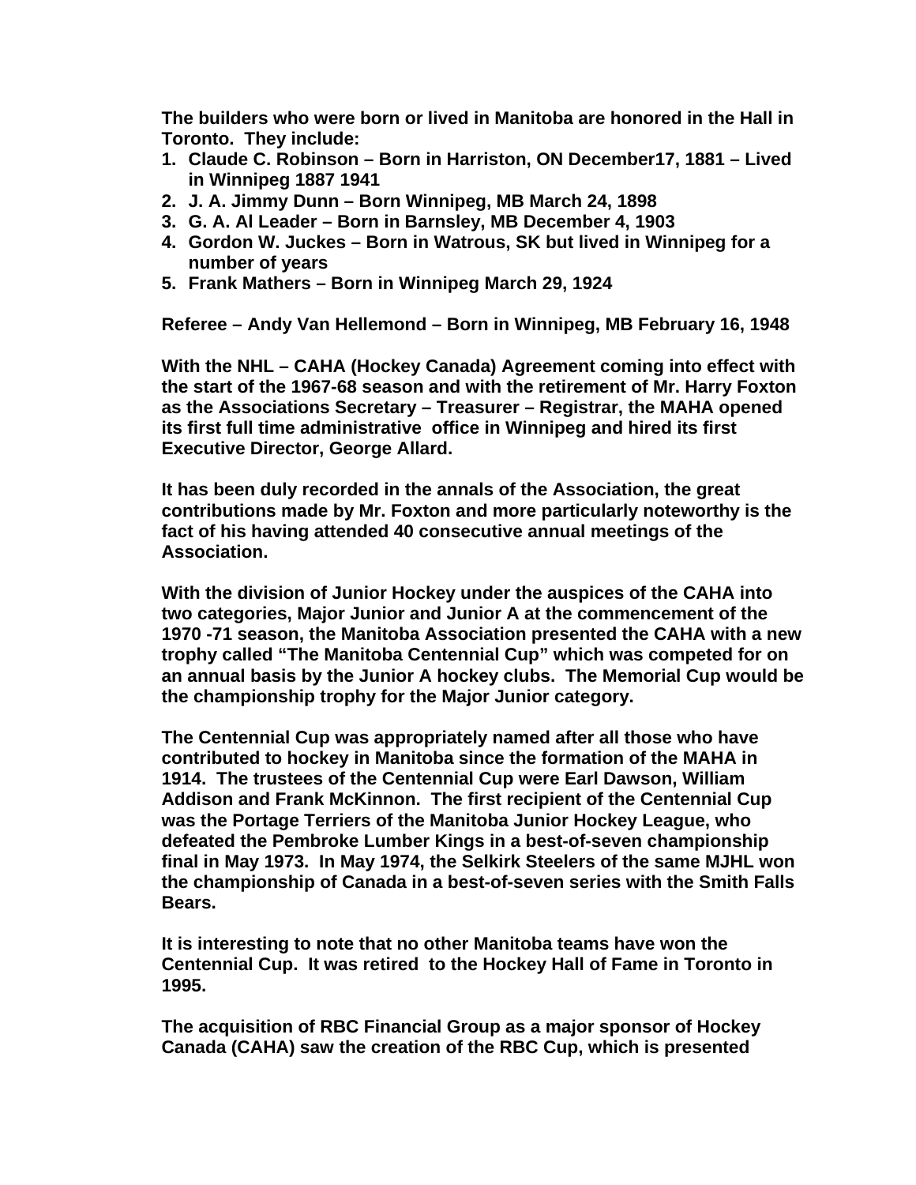**The builders who were born or lived in Manitoba are honored in the Hall in Toronto. They include:**

1. **Claude C. Robinson – Born in Harriston, ON December17, 1881 – Lived in Winnipeg 1887 1941**
2. **J. A. Jimmy Dunn – Born Winnipeg, MB March 24, 1898**
3. **G. A. Al Leader – Born in Barnsley, MB December 4, 1903**
4. **Gordon W. Juckes – Born in Watrous, SK but lived in Winnipeg for a number of years**
5. **Frank Mathers – Born in Winnipeg March 29, 1924**

**Referee – Andy Van Hellemond – Born in Winnipeg, MB February 16, 1948**

**With the NHL – CAHA (Hockey Canada) Agreement coming into effect with the start of the 1967-68 season and with the retirement of Mr. Harry Foxton as the Associations Secretary – Treasurer – Registrar, the MAHA opened its first full time administrative office in Winnipeg and hired its first Executive Director, George Allard.**

**It has been duly recorded in the annals of the Association, the great contributions made by Mr. Foxton and more particularly noteworthy is the fact of his having attended 40 consecutive annual meetings of the Association.**

**With the division of Junior Hockey under the auspices of the CAHA into two categories, Major Junior and Junior A at the commencement of the 1970 -71 season, the Manitoba Association presented the CAHA with a new trophy called "The Manitoba Centennial Cup" which was competed for on an annual basis by the Junior A hockey clubs. The Memorial Cup would be the championship trophy for the Major Junior category.**

**The Centennial Cup was appropriately named after all those who have contributed to hockey in Manitoba since the formation of the MAHA in 1914. The trustees of the Centennial Cup were Earl Dawson, William Addison and Frank McKinnon. The first recipient of the Centennial Cup was the Portage Terriers of the Manitoba Junior Hockey League, who defeated the Pembroke Lumber Kings in a best-of-seven championship final in May 1973. In May 1974, the Selkirk Steelers of the same MJHL won the championship of Canada in a best-of-seven series with the Smith Falls Bears.**

**It is interesting to note that no other Manitoba teams have won the Centennial Cup. It was retired to the Hockey Hall of Fame in Toronto in 1995.**

**The acquisition of RBC Financial Group as a major sponsor of Hockey Canada (CAHA) saw the creation of the RBC Cup, which is presented**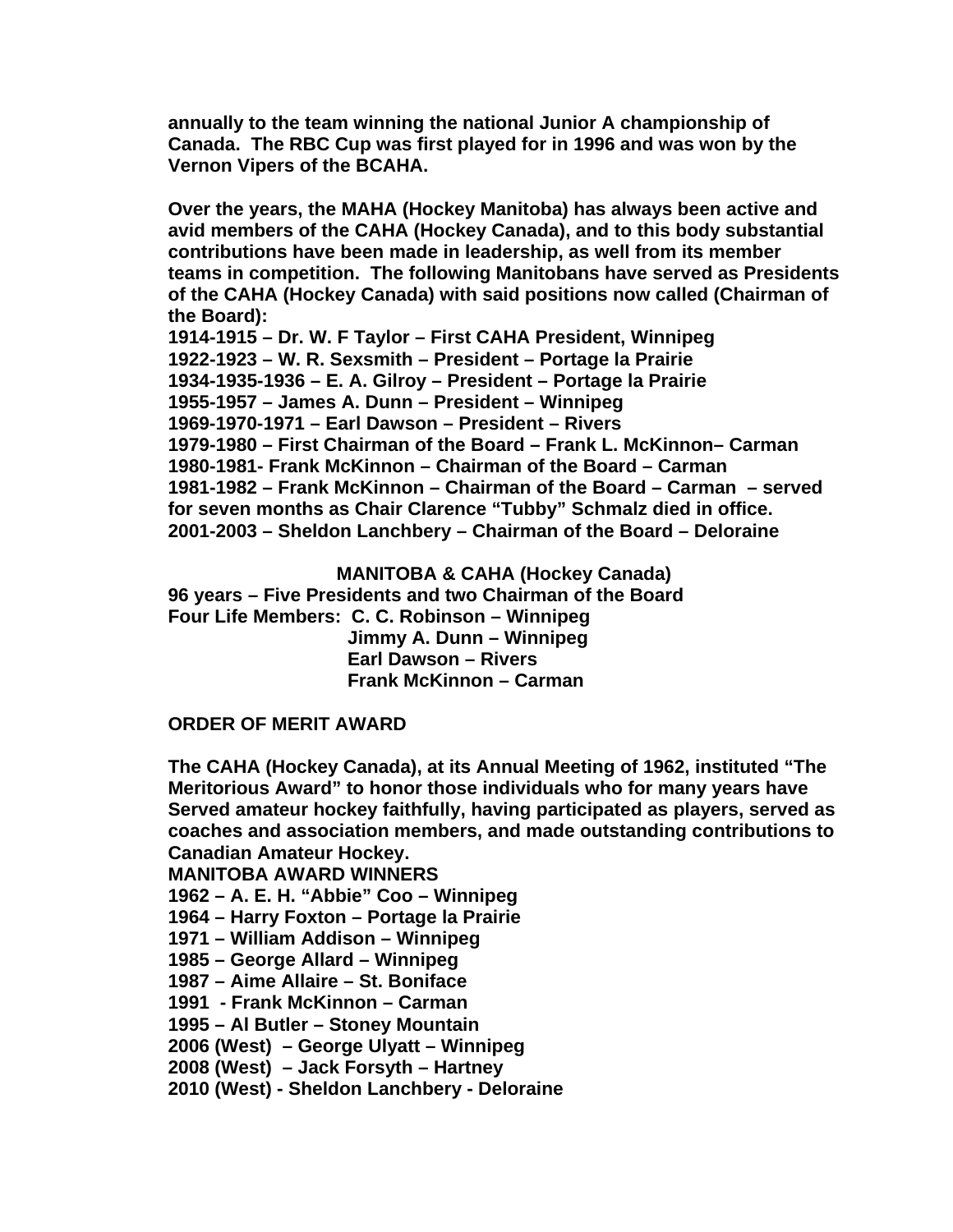**annually to the team winning the national Junior A championship of Canada. The RBC Cup was first played for in 1996 and was won by the Vernon Vipers of the BCAHA.**

**Over the years, the MAHA (Hockey Manitoba) has always been active and avid members of the CAHA (Hockey Canada), and to this body substantial contributions have been made in leadership, as well from its member teams in competition. The following Manitobans have served as Presidents of the CAHA (Hockey Canada) with said positions now called (Chairman of the Board):**

**1914-1915 – Dr. W. F Taylor – First CAHA President, Winnipeg**
**1922-1923 – W. R. Sexsmith – President – Portage la Prairie**
**1934-1935-1936 – E. A. Gilroy – President – Portage la Prairie**
**1955-1957 – James A. Dunn – President – Winnipeg**
**1969-1970-1971 – Earl Dawson – President – Rivers**
**1979-1980 – First Chairman of the Board – Frank L. McKinnon– Carman**
**1980-1981- Frank McKinnon – Chairman of the Board – Carman**
**1981-1982 – Frank McKinnon – Chairman of the Board – Carman – served for seven months as Chair Clarence "Tubby" Schmalz died in office.**
**2001-2003 – Sheldon Lanchbery – Chairman of the Board – Deloraine**

**MANITOBA & CAHA (Hockey Canada)**

**96 years – Five Presidents and two Chairman of the Board**
**Four Life Members: C. C. Robinson – Winnipeg**
**Jimmy A. Dunn – Winnipeg**
**Earl Dawson – Rivers**
**Frank McKinnon – Carman**

**ORDER OF MERIT AWARD**

**The CAHA (Hockey Canada), at its Annual Meeting of 1962, instituted "The Meritorious Award" to honor those individuals who for many years have Served amateur hockey faithfully, having participated as players, served as coaches and association members, and made outstanding contributions to Canadian Amateur Hockey.**

**MANITOBA AWARD WINNERS**
**1962 – A. E. H. "Abbie" Coo – Winnipeg**
**1964 – Harry Foxton – Portage la Prairie**
**1971 – William Addison – Winnipeg**
**1985 – George Allard – Winnipeg**
**1987 – Aime Allaire – St. Boniface**
**1991 - Frank McKinnon – Carman**
**1995 – Al Butler – Stoney Mountain**
**2006 (West) – George Ulyatt – Winnipeg**
**2008 (West) – Jack Forsyth – Hartney**
**2010 (West) - Sheldon Lanchbery - Deloraine**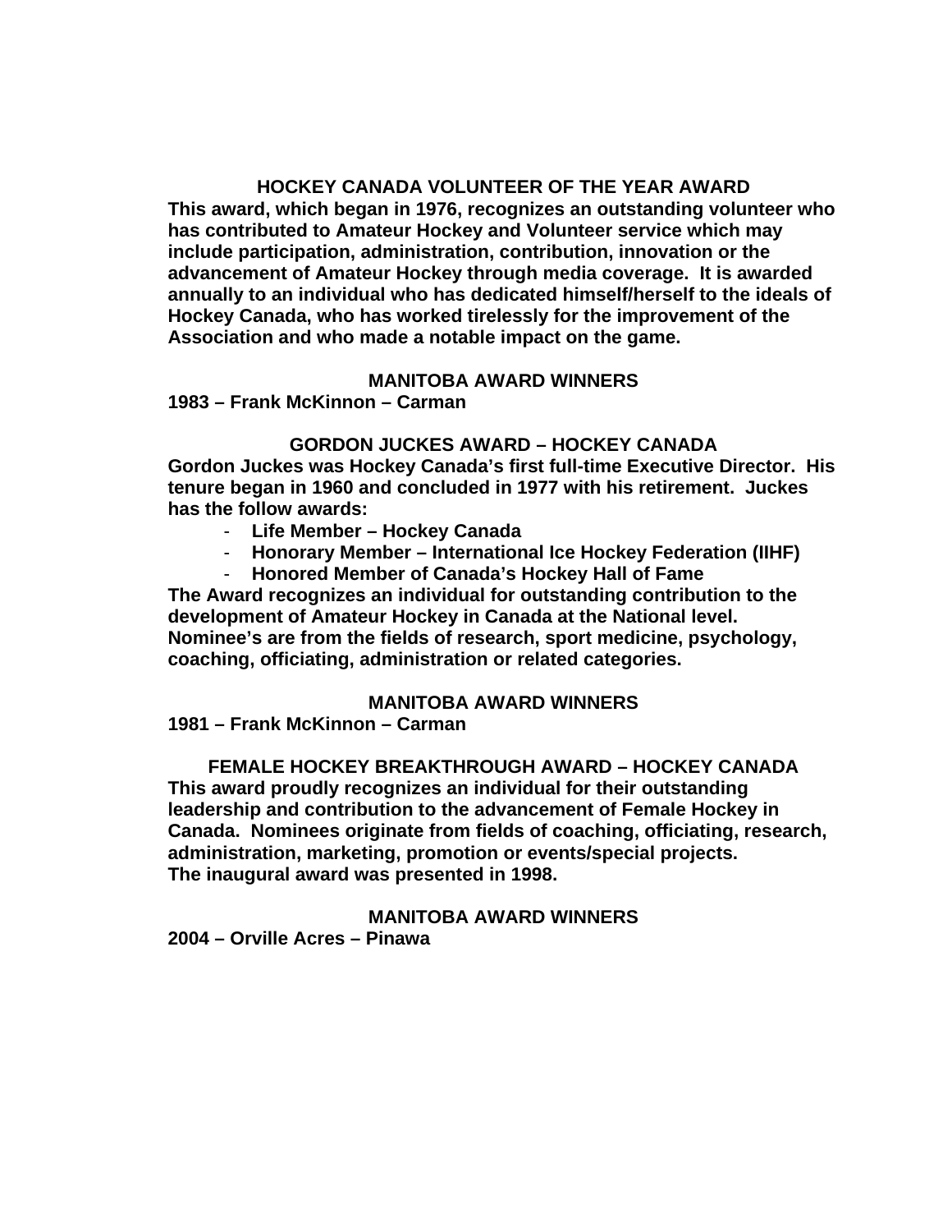## HOCKEY CANADA VOLUNTEER OF THE YEAR AWARD

**This award, which began in 1976, recognizes an outstanding volunteer who has contributed to Amateur Hockey and Volunteer service which may include participation, administration, contribution, innovation or the advancement of Amateur Hockey through media coverage. It is awarded annually to an individual who has dedicated himself/herself to the ideals of Hockey Canada, who has worked tirelessly for the improvement of the Association and who made a notable impact on the game.**

### MANITOBA AWARD WINNERS

**1983 – Frank McKinnon – Carman**

## GORDON JUCKES AWARD – HOCKEY CANADA

**Gordon Juckes was Hockey Canada's first full-time Executive Director. His tenure began in 1960 and concluded in 1977 with his retirement. Juckes has the follow awards:**

- **Life Member – Hockey Canada**
- **Honorary Member – International Ice Hockey Federation (IIHF)**
- **Honored Member of Canada's Hockey Hall of Fame**

**The Award recognizes an individual for outstanding contribution to the development of Amateur Hockey in Canada at the National level. Nominee's are from the fields of research, sport medicine, psychology, coaching, officiating, administration or related categories.**

### MANITOBA AWARD WINNERS

**1981 – Frank McKinnon – Carman**

## FEMALE HOCKEY BREAKTHROUGH AWARD – HOCKEY CANADA

**This award proudly recognizes an individual for their outstanding leadership and contribution to the advancement of Female Hockey in Canada. Nominees originate from fields of coaching, officiating, research, administration, marketing, promotion or events/special projects.**
**The inaugural award was presented in 1998.**

### MANITOBA AWARD WINNERS

**2004 – Orville Acres – Pinawa**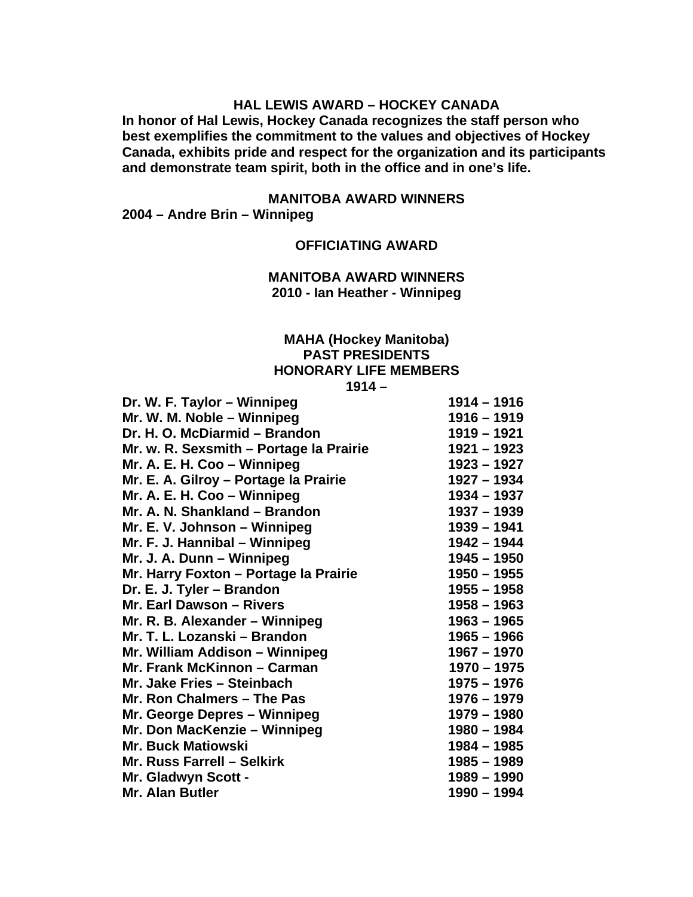## HAL LEWIS AWARD – HOCKEY CANADA

**In honor of Hal Lewis, Hockey Canada recognizes the staff person who best exemplifies the commitment to the values and objectives of Hockey Canada, exhibits pride and respect for the organization and its participants and demonstrate team spirit, both in the office and in one's life.**

### MANITOBA AWARD WINNERS

**2004 – Andre Brin – Winnipeg**

## OFFICIATING AWARD

### MANITOBA AWARD WINNERS

**2010 - Ian Heather - Winnipeg**

## MAHA (Hockey Manitoba) PAST PRESIDENTS HONORARY LIFE MEMBERS

**1914 –**

| | |
|---|---|
| Dr. W. F. Taylor – Winnipeg | 1914 – 1916 |
| Mr. W. M. Noble – Winnipeg | 1916 – 1919 |
| Dr. H. O. McDiarmid – Brandon | 1919 – 1921 |
| Mr. w. R. Sexsmith – Portage la Prairie | 1921 – 1923 |
| Mr. A. E. H. Coo – Winnipeg | 1923 – 1927 |
| Mr. E. A. Gilroy – Portage la Prairie | 1927 – 1934 |
| Mr. A. E. H. Coo – Winnipeg | 1934 – 1937 |
| Mr. A. N. Shankland – Brandon | 1937 – 1939 |
| Mr. E. V. Johnson – Winnipeg | 1939 – 1941 |
| Mr. F. J. Hannibal – Winnipeg | 1942 – 1944 |
| Mr. J. A. Dunn – Winnipeg | 1945 – 1950 |
| Mr. Harry Foxton – Portage la Prairie | 1950 – 1955 |
| Dr. E. J. Tyler – Brandon | 1955 – 1958 |
| Mr. Earl Dawson – Rivers | 1958 – 1963 |
| Mr. R. B. Alexander – Winnipeg | 1963 – 1965 |
| Mr. T. L. Lozanski – Brandon | 1965 – 1966 |
| Mr. William Addison – Winnipeg | 1967 – 1970 |
| Mr. Frank McKinnon – Carman | 1970 – 1975 |
| Mr. Jake Fries – Steinbach | 1975 – 1976 |
| Mr. Ron Chalmers – The Pas | 1976 – 1979 |
| Mr. George Depres – Winnipeg | 1979 – 1980 |
| Mr. Don MacKenzie – Winnipeg | 1980 – 1984 |
| Mr. Buck Matiowski | 1984 – 1985 |
| Mr. Russ Farrell – Selkirk | 1985 – 1989 |
| Mr. Gladwyn Scott - | 1989 – 1990 |
| Mr. Alan Butler | 1990 – 1994 |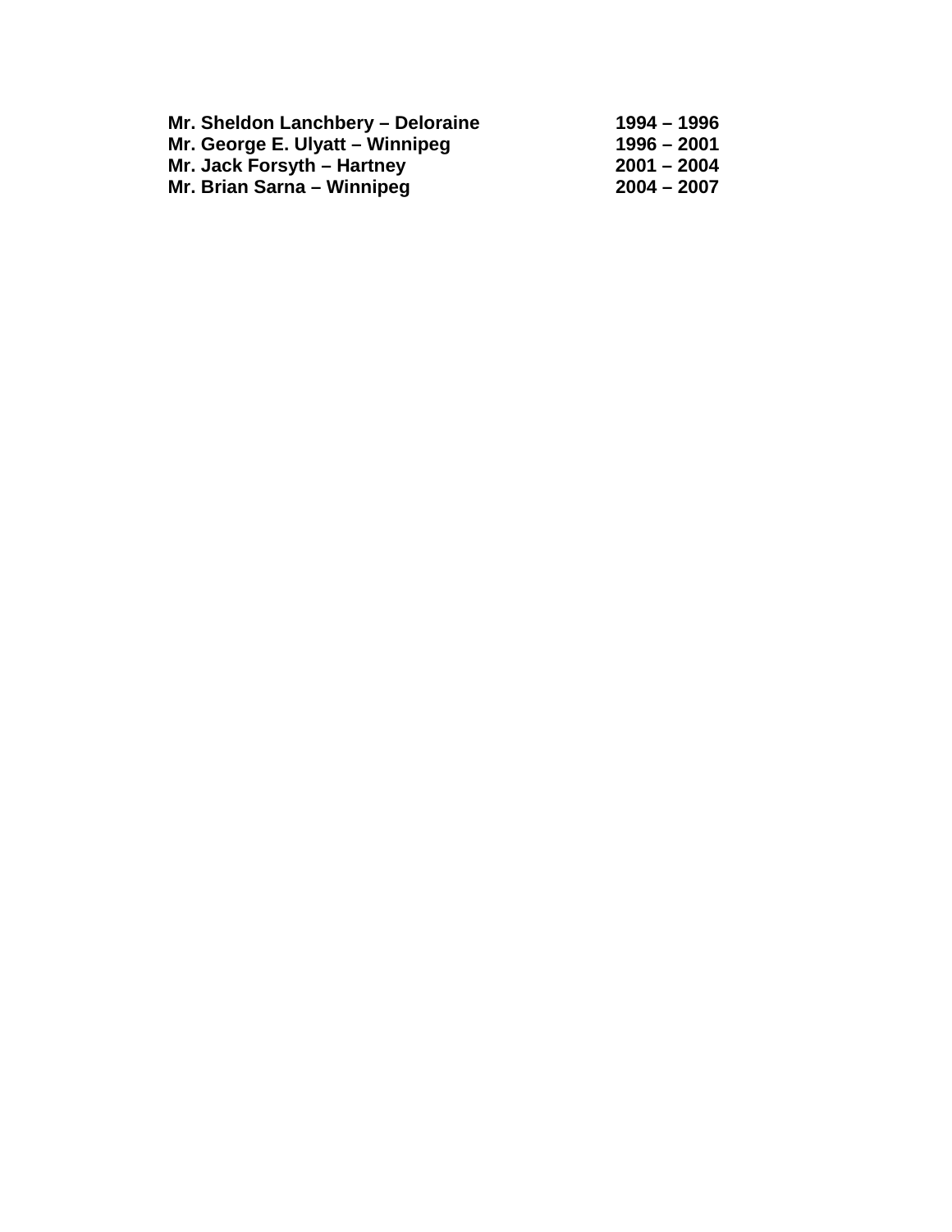| | |
|---|---|
| **Mr. Sheldon Lanchbery – Deloraine** | **1994 – 1996** |
| **Mr. George E. Ulyatt – Winnipeg** | **1996 – 2001** |
| **Mr. Jack Forsyth – Hartney** | **2001 – 2004** |
| **Mr. Brian Sarna – Winnipeg** | **2004 – 2007** |